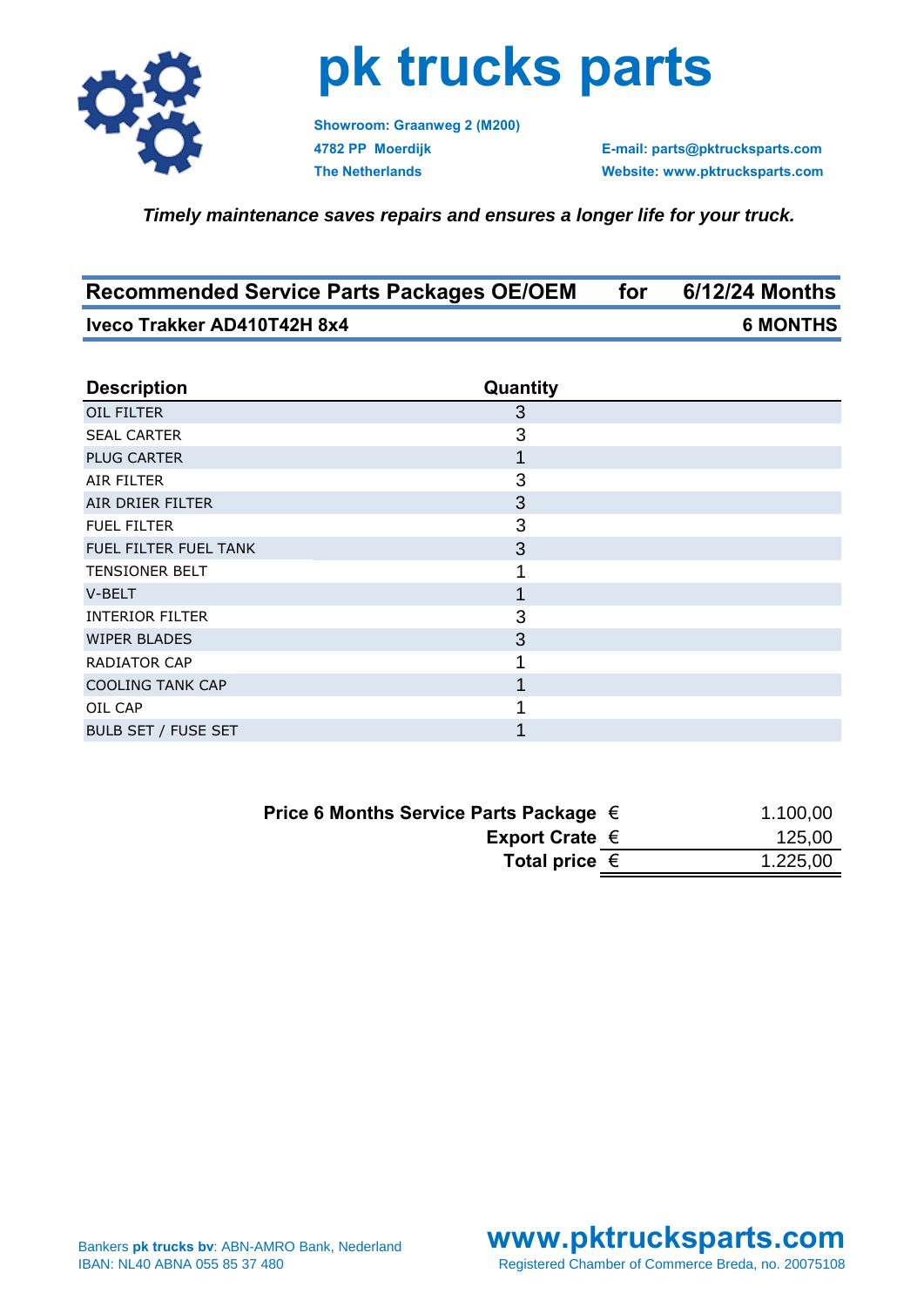# pk trucks parts

**Showroom: Graanweg 2 (M200)**
**4782 PP Moerdijk**
**The Netherlands**

**E-mail: parts@pktrucksparts.com**
**Website: www.pktrucksparts.com**

***Timely maintenance saves repairs and ensures a longer life for your truck.***

## Recommended Service Parts Packages OE/OEM for 6/12/24 Months

**Iveco Trakker AD410T42H 8x4** — **6 MONTHS**

| Description | Quantity |
|---|---|
| OIL FILTER | 3 |
| SEAL CARTER | 3 |
| PLUG CARTER | 1 |
| AIR FILTER | 3 |
| AIR DRIER FILTER | 3 |
| FUEL FILTER | 3 |
| FUEL FILTER FUEL TANK | 3 |
| TENSIONER BELT | 1 |
| V-BELT | 1 |
| INTERIOR FILTER | 3 |
| WIPER BLADES | 3 |
| RADIATOR CAP | 1 |
| COOLING TANK CAP | 1 |
| OIL CAP | 1 |
| BULB SET / FUSE SET | 1 |

| | | |
|---|---|---|
| **Price 6 Months Service Parts Package** | € | 1.100,00 |
| **Export Crate** | € | 125,00 |
| **Total price** | € | 1.225,00 |

Bankers **pk trucks bv**: ABN-AMRO Bank, Nederland
IBAN: NL40 ABNA 055 85 37 480

**www.pktrucksparts.com**
Registered Chamber of Commerce Breda, no. 20075108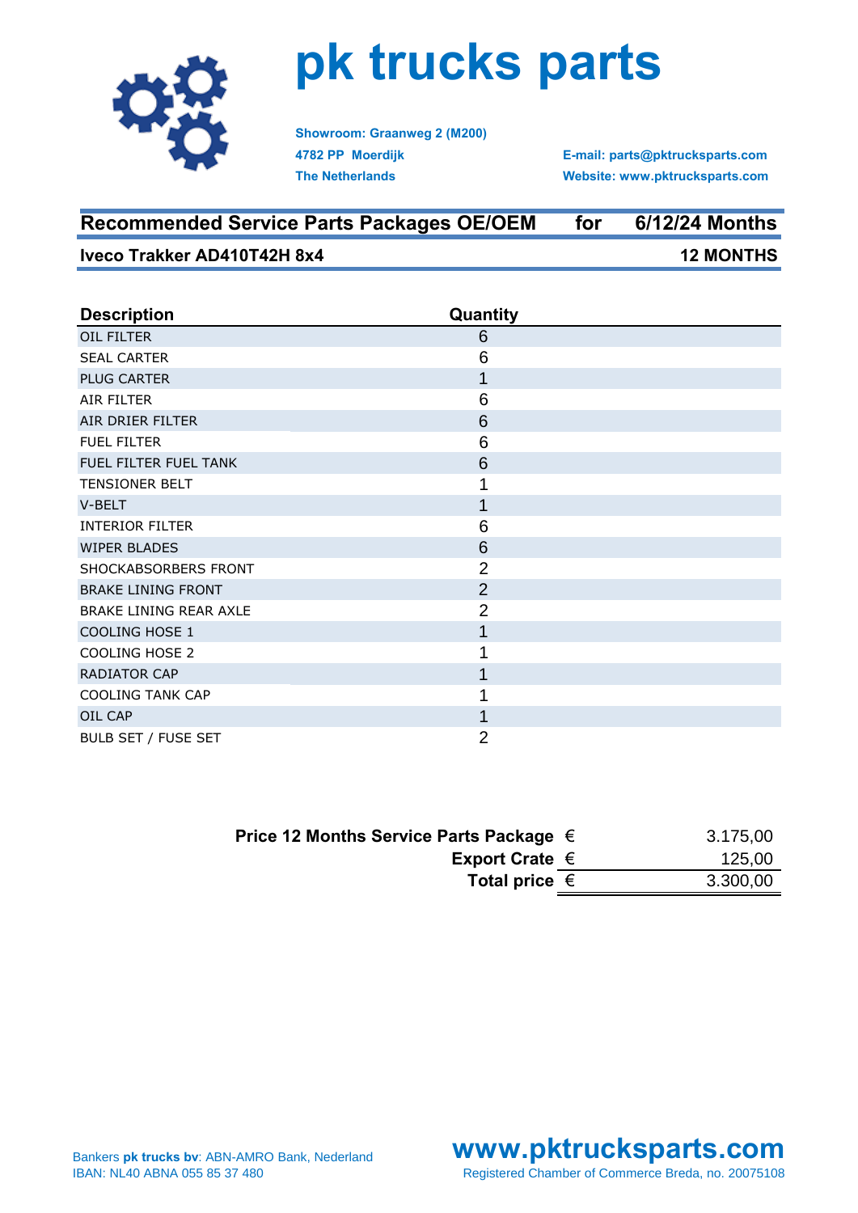# pk trucks parts

**Showroom: Graanweg 2 (M200)**
**4782 PP Moerdijk**
**The Netherlands**

**E-mail: parts@pktrucksparts.com**
**Website: www.pktrucksparts.com**

## Recommended Service Parts Packages OE/OEM for 6/12/24 Months

**Iveco Trakker AD410T42H 8x4** **12 MONTHS**

| Description | Quantity |
|---|---|
| OIL FILTER | 6 |
| SEAL CARTER | 6 |
| PLUG CARTER | 1 |
| AIR FILTER | 6 |
| AIR DRIER FILTER | 6 |
| FUEL FILTER | 6 |
| FUEL FILTER FUEL TANK | 6 |
| TENSIONER BELT | 1 |
| V-BELT | 1 |
| INTERIOR FILTER | 6 |
| WIPER BLADES | 6 |
| SHOCKABSORBERS FRONT | 2 |
| BRAKE LINING FRONT | 2 |
| BRAKE LINING REAR AXLE | 2 |
| COOLING HOSE 1 | 1 |
| COOLING HOSE 2 | 1 |
| RADIATOR CAP | 1 |
| COOLING TANK CAP | 1 |
| OIL CAP | 1 |
| BULB SET / FUSE SET | 2 |

| | | |
|---|---|---|
| **Price 12 Months Service Parts Package** | € | 3.175,00 |
| **Export Crate** | € | 125,00 |
| **Total price** | € | 3.300,00 |

Bankers **pk trucks bv**: ABN-AMRO Bank, Nederland
IBAN: NL40 ABNA 055 85 37 480

**www.pktrucksparts.com**
Registered Chamber of Commerce Breda, no. 20075108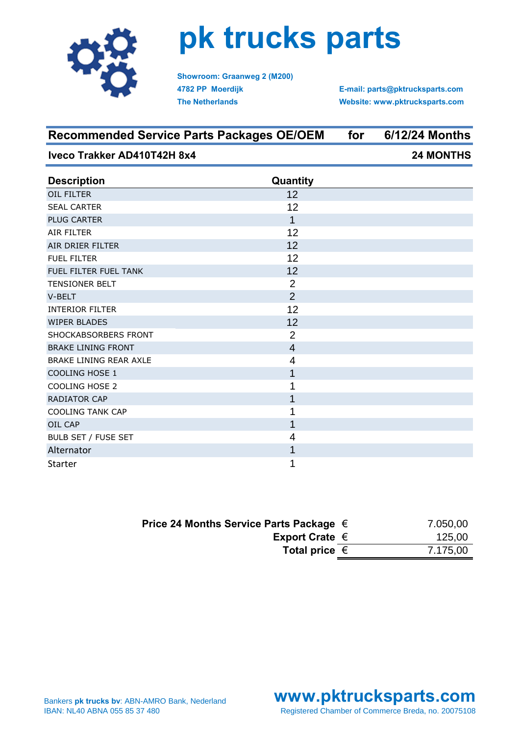# pk trucks parts

**Showroom: Graanweg 2 (M200)**
**4782 PP Moerdijk**
**The Netherlands**

**E-mail: parts@pktrucksparts.com**
**Website: www.pktrucksparts.com**

## Recommended Service Parts Packages OE/OEM for 6/12/24 Months

**Iveco Trakker AD410T42H 8x4** — **24 MONTHS**

| Description | Quantity |
|---|---|
| OIL FILTER | 12 |
| SEAL CARTER | 12 |
| PLUG CARTER | 1 |
| AIR FILTER | 12 |
| AIR DRIER FILTER | 12 |
| FUEL FILTER | 12 |
| FUEL FILTER FUEL TANK | 12 |
| TENSIONER BELT | 2 |
| V-BELT | 2 |
| INTERIOR FILTER | 12 |
| WIPER BLADES | 12 |
| SHOCKABSORBERS FRONT | 2 |
| BRAKE LINING FRONT | 4 |
| BRAKE LINING REAR AXLE | 4 |
| COOLING HOSE 1 | 1 |
| COOLING HOSE 2 | 1 |
| RADIATOR CAP | 1 |
| COOLING TANK CAP | 1 |
| OIL CAP | 1 |
| BULB SET / FUSE SET | 4 |
| Alternator | 1 |
| Starter | 1 |

| | | |
|---|---|---|
| **Price 24 Months Service Parts Package** | € | 7.050,00 |
| **Export Crate** | € | 125,00 |
| **Total price** | € | 7.175,00 |

Bankers **pk trucks bv**: ABN-AMRO Bank, Nederland
IBAN: NL40 ABNA 055 85 37 480

**www.pktrucksparts.com**
Registered Chamber of Commerce Breda, no. 20075108